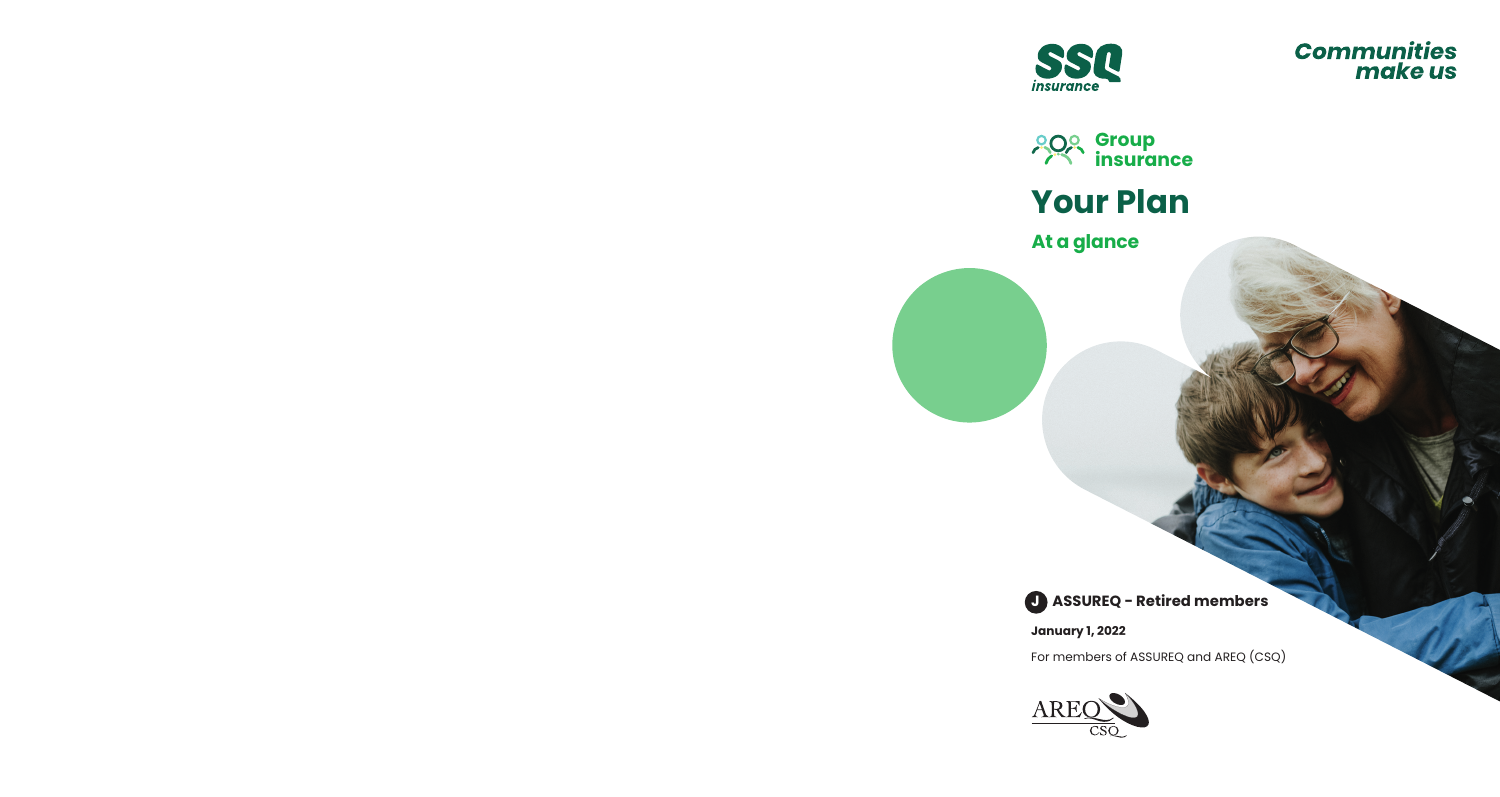SSQ insurance

*Communities make us*

Group insurance

# Your Plan

## At a glance

**J ASSUREQ - Retired members**

**January 1, 2022**

For members of ASSUREQ and AREQ (CSQ)

AREQ CSQ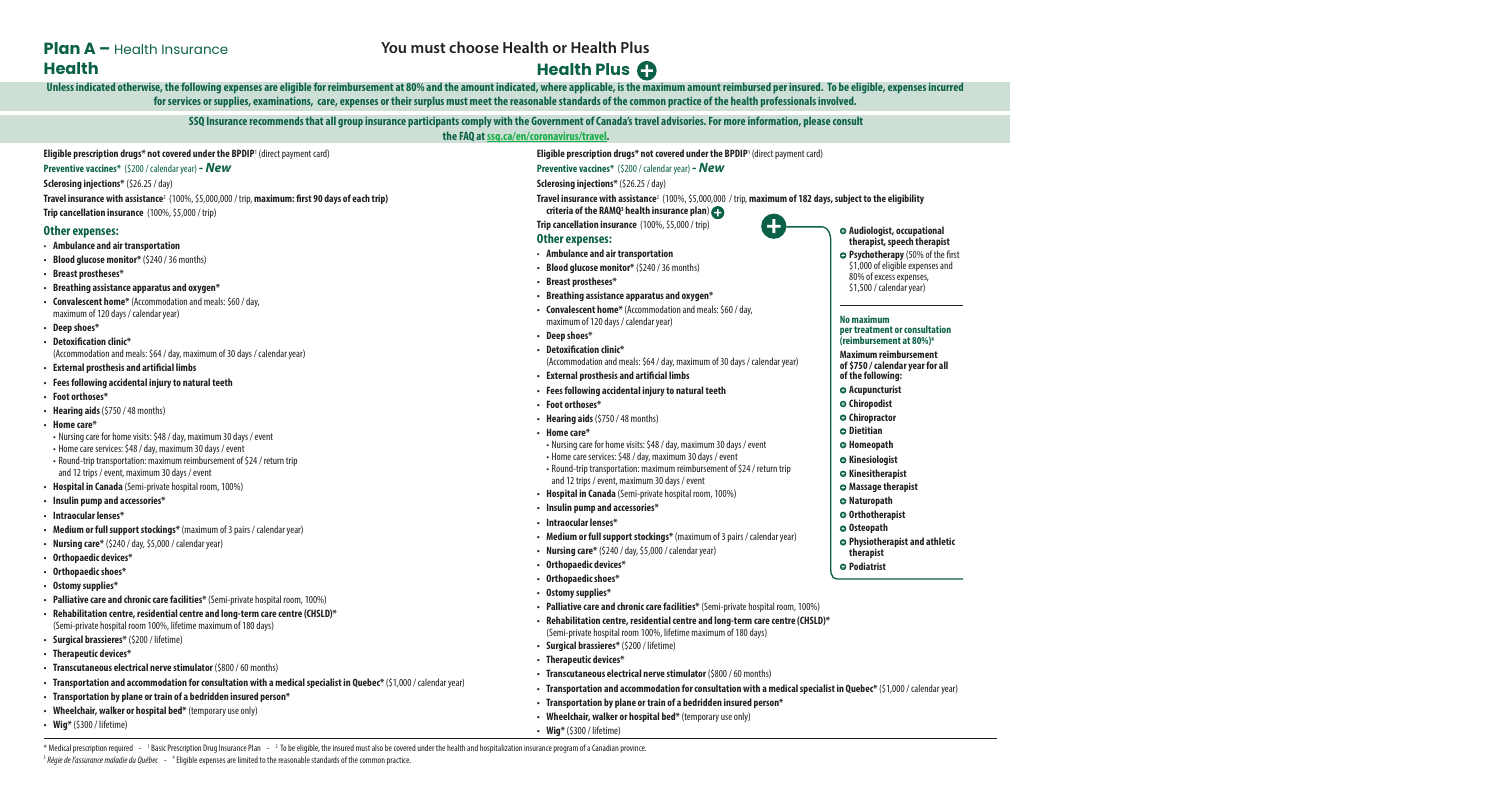# Plan A – Health Insurance

**You must choose Health or Health Plus**

Unless indicated otherwise, the following expenses are eligible for reimbursement at 80% and the amount indicated, where applicable, is the maximum amount reimbursed per insured. To be eligible, expenses incurred for services or supplies, examinations, care, expenses or their surplus must meet the reasonable standards of the common practice of the health professionals involved.

SSQ Insurance recommends that all group insurance participants comply with the Government of Canada's travel advisories. For more information, please consult the FAQ at ssq.ca/en/coronavirus/travel.

## Health

**Eligible prescription drugs* not covered under the BPDIP**[1] (direct payment card)

**Preventive vaccines*** ($200 / calendar year) ***- New***

**Sclerosing injections*** ($26.25 / day)

**Travel insurance with assistance**[2] (100%, $5,000,000 / trip, **maximum: first 90 days of each trip)**

**Trip cancellation insurance** (100%, $5,000 / trip)

### Other expenses:

- **Ambulance and air transportation**
- **Blood glucose monitor*** ($240 / 36 months)
- **Breast prostheses***
- **Breathing assistance apparatus and oxygen***
- **Convalescent home*** (Accommodation and meals: $60 / day, maximum of 120 days / calendar year)
- **Deep shoes***
- **Detoxification clinic*** (Accommodation and meals: $64 / day, maximum of 30 days / calendar year)
- **External prosthesis and artificial limbs**
- **Fees following accidental injury to natural teeth**
- **Foot orthoses***
- **Hearing aids** ($750 / 48 months)
- **Home care***
  - Nursing care for home visits: $48 / day, maximum 30 days / event
  - Home care services: $48 / day, maximum 30 days / event
  - Round-trip transportation: maximum reimbursement of $24 / return trip and 12 trips / event, maximum 30 days / event
- **Hospital in Canada** (Semi-private hospital room, 100%)
- **Insulin pump and accessories***
- **Intraocular lenses***
- **Medium or full support stockings*** (maximum of 3 pairs / calendar year)
- **Nursing care*** ($240 / day, $5,000 / calendar year)
- **Orthopaedic devices***
- **Orthopaedic shoes***
- **Ostomy supplies***
- **Palliative care and chronic care facilities*** (Semi-private hospital room, 100%)
- **Rehabilitation centre, residential centre and long-term care centre (CHSLD)*** (Semi-private hospital room 100%, lifetime maximum of 180 days)
- **Surgical brassieres*** ($200 / lifetime)
- **Therapeutic devices***
- **Transcutaneous electrical nerve stimulator** ($800 / 60 months)
- **Transportation and accommodation for consultation with a medical specialist in Quebec*** ($1,000 / calendar year)
- **Transportation by plane or train of a bedridden insured person***
- **Wheelchair, walker or hospital bed*** (temporary use only)
- **Wig*** ($300 / lifetime)

## Health Plus

**Eligible prescription drugs* not covered under the BPDIP**[1] (direct payment card)

**Preventive vaccines*** ($200 / calendar year) ***- New***

**Sclerosing injections*** ($26.25 / day)

**Travel insurance with assistance**[2] (100%, $5,000,000 / trip, **maximum of 182 days, subject to the eligibility criteria of the RAMQ**[3] **health insurance plan)** ⊕

**Trip cancellation insurance** (100%, $5,000 / trip)

### Other expenses:

- **Ambulance and air transportation**
- **Blood glucose monitor*** ($240 / 36 months)
- **Breast prostheses***
- **Breathing assistance apparatus and oxygen***
- **Convalescent home*** (Accommodation and meals: $60 / day, maximum of 120 days / calendar year)
- **Deep shoes***
- **Detoxification clinic*** (Accommodation and meals: $64 / day, maximum of 30 days / calendar year)
- **External prosthesis and artificial limbs**
- **Fees following accidental injury to natural teeth**
- **Foot orthoses***
- **Hearing aids** ($750 / 48 months)
- **Home care***
  - Nursing care for home visits: $48 / day, maximum 30 days / event
  - Home care services: $48 / day, maximum 30 days / event
  - Round-trip transportation: maximum reimbursement of $24 / return trip and 12 trips / event, maximum 30 days / event
- **Hospital in Canada** (Semi-private hospital room, 100%)
- **Insulin pump and accessories***
- **Intraocular lenses***
- **Medium or full support stockings*** (maximum of 3 pairs / calendar year)
- **Nursing care*** ($240 / day, $5,000 / calendar year)
- **Orthopaedic devices***
- **Orthopaedic shoes***
- **Ostomy supplies***
- **Palliative care and chronic care facilities*** (Semi-private hospital room, 100%)
- **Rehabilitation centre, residential centre and long-term care centre (CHSLD)*** (Semi-private hospital room 100%, lifetime maximum of 180 days)
- **Surgical brassieres*** ($200 / lifetime)
- **Therapeutic devices***
- **Transcutaneous electrical nerve stimulator** ($800 / 60 months)
- **Transportation and accommodation for consultation with a medical specialist in Quebec*** ($1,000 / calendar year)
- **Transportation by plane or train of a bedridden insured person***
- **Wheelchair, walker or hospital bed*** (temporary use only)
- **Wig*** ($300 / lifetime)

⊕ **Audiologist, occupational therapist, speech therapist**

⊕ **Psychotherapy** (50% of the first $1,000 of eligible expenses and 80% of excess expenses, $1,500 / calendar year)

**No maximum per treatment or consultation (reimbursement at 80%)**[4]

**Maximum reimbursement of $750 / calendar year for all of the following:**

- ⊕ **Acupuncturist**
- ⊕ **Chiropodist**
- ⊕ **Chiropractor**
- ⊕ **Dietitian**
- ⊕ **Homeopath**
- ⊕ **Kinesiologist**
- ⊕ **Kinesitherapist**
- ⊕ **Massage therapist**
- ⊕ **Naturopath**
- ⊕ **Orthotherapist**
- ⊕ **Osteopath**
- ⊕ **Physiotherapist and athletic therapist**
- ⊕ **Podiatrist**

\* Medical prescription required - [1] Basic Prescription Drug Insurance Plan - [2] To be eligible, the insured must also be covered under the health and hospitalization insurance program of a Canadian province.
[3] *Régie de l'assurance maladie du Québec* - [4] Eligible expenses are limited to the reasonable standards of the common practice.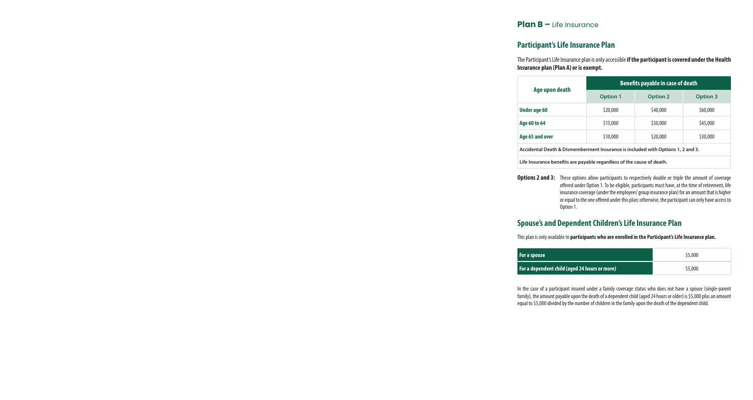## **Plan B –** Life Insurance

## Participant's Life Insurance Plan

The Participant's Life Insurance plan is only accessible **if the participant is covered under the Health Insurance plan (Plan A) or is exempt.**

| Age upon death | Benefits payable in case of death | | |
|---|---|---|---|
| | **Option 1** | **Option 2** | **Option 3** |
| **Under age 60** | \$20,000 | \$40,000 | \$60,000 |
| **Age 60 to 64** | \$15,000 | \$30,000 | \$45,000 |
| **Age 65 and over** | \$10,000 | \$20,000 | \$30,000 |
| **Accidental Death & Dismemberment Insurance is included with Options 1, 2 and 3.** | | | |
| **Life Insurance benefits are payable regardless of the cause of death.** | | | |

**Options 2 and 3:** These options allow participants to respectively double or triple the amount of coverage offered under Option 1. To be eligible, participants must have, at the time of retirement, life insurance coverage (under the employees' group insurance plan) for an amount that is higher or equal to the one offered under this plan; otherwise, the participant can only have access to Option 1.

## Spouse's and Dependent Children's Life Insurance Plan

This plan is only available to **participants who are enrolled in the Participant's Life Insurance plan.**

| | |
|---|---|
| **For a spouse** | \$5,000 |
| **For a dependent child (aged 24 hours or more)** | \$5,000 |

In the case of a participant insured under a family coverage status who does not have a spouse (single-parent family), the amount payable upon the death of a dependent child (aged 24 hours or older) is \$5,000 plus an amount equal to \$5,000 divided by the number of children in the family upon the death of the dependent child.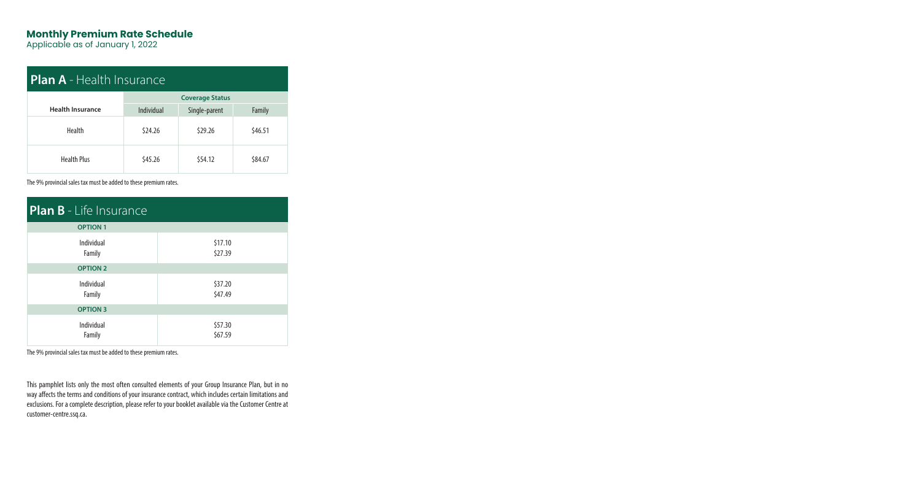## Monthly Premium Rate Schedule

Applicable as of January 1, 2022

### Plan A - Health Insurance

| | Coverage Status | | |
|---|---|---|---|
| **Health Insurance** | Individual | Single-parent | Family |
| Health | $24.26 | $29.26 | $46.51 |
| Health Plus | $45.26 | $54.12 | $84.67 |

The 9% provincial sales tax must be added to these premium rates.

### Plan B - Life Insurance

| **OPTION 1** | |
|---|---|
| Individual | $17.10 |
| Family | $27.39 |
| **OPTION 2** | |
| Individual | $37.20 |
| Family | $47.49 |
| **OPTION 3** | |
| Individual | $57.30 |
| Family | $67.59 |

The 9% provincial sales tax must be added to these premium rates.

This pamphlet lists only the most often consulted elements of your Group Insurance Plan, but in no way affects the terms and conditions of your insurance contract, which includes certain limitations and exclusions. For a complete description, please refer to your booklet available via the Customer Centre at customer-centre.ssq.ca.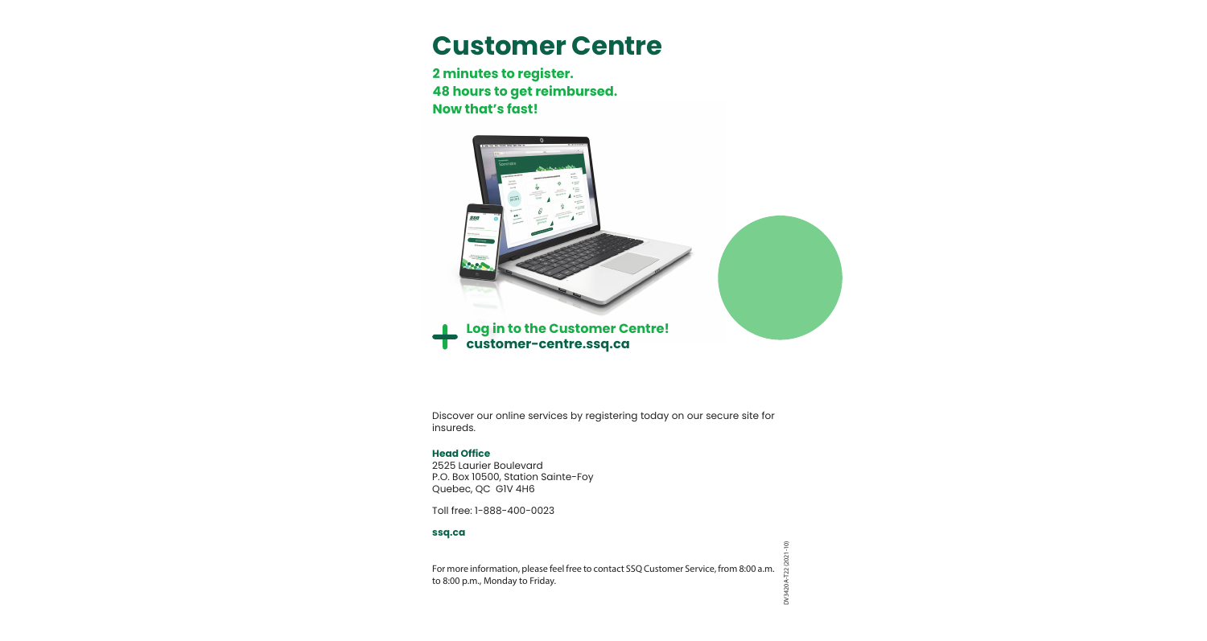# Customer Centre

**2 minutes to register.**
**48 hours to get reimbursed.**
**Now that's fast!**

**Log in to the Customer Centre!**
**customer-centre.ssq.ca**

Discover our online services by registering today on our secure site for insureds.

**Head Office**
2525 Laurier Boulevard
P.O. Box 10500, Station Sainte-Foy
Quebec, QC G1V 4H6

Toll free: 1-888-400-0023

**ssq.ca**

For more information, please feel free to contact SSQ Customer Service, from 8:00 a.m. to 8:00 p.m., Monday to Friday.

DV3420A-T22 (2021-10)